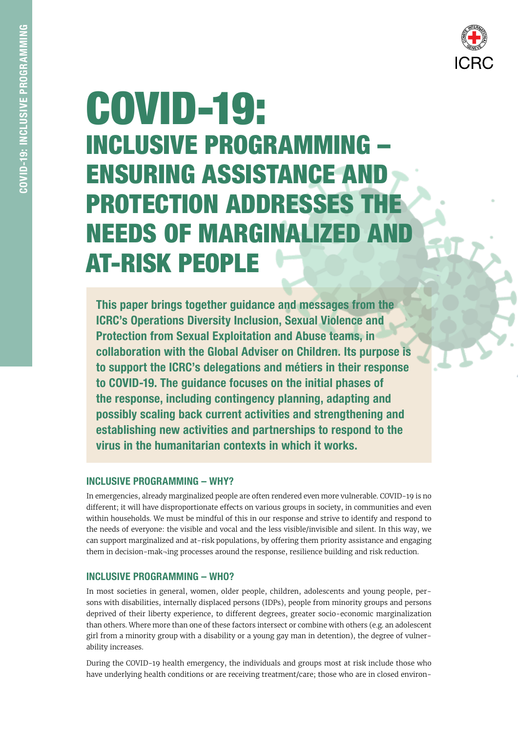# COVID-19: INCLUSIVE PROGRAMMING – ENSURING ASSISTANCE AND PROTECTION ADDRESSES THE NEEDS OF MARGINALIZED AND AT-RISK PEOPLE

**This paper brings together guidance and messages from the ICRC's Operations Diversity Inclusion, Sexual Violence and Protection from Sexual Exploitation and Abuse teams, in collaboration with the Global Adviser on Children. Its purpose is to support the ICRC's delegations and métiers in their response to COVID-19. The guidance focuses on the initial phases of the response, including contingency planning, adapting and possibly scaling back current activities and strengthening and establishing new activities and partnerships to respond to the virus in the humanitarian contexts in which it works.**

## INCLUSIVE PROGRAMMING – WHY?

In emergencies, already marginalized people are often rendered even more vulnerable. COVID-19 is no different; it will have disproportionate effects on various groups in society, in communities and even within households. We must be mindful of this in our response and strive to identify and respond to the needs of everyone: the visible and vocal and the less visible/invisible and silent. In this way, we can support marginalized and at-risk populations, by offering them priority assistance and engaging them in decision-mak¬ing processes around the response, resilience building and risk reduction.

## INCLUSIVE PROGRAMMING – WHO?

In most societies in general, women, older people, children, adolescents and young people, persons with disabilities, internally displaced persons (IDPs), people from minority groups and persons deprived of their liberty experience, to different degrees, greater socio-economic marginalization than others. Where more than one of these factors intersect or combine with others (e.g. an adolescent girl from a minority group with a disability or a young gay man in detention), the degree of vulnerability increases.

During the COVID-19 health emergency, the individuals and groups most at risk include those who have underlying health conditions or are receiving treatment/care; those who are in closed environ-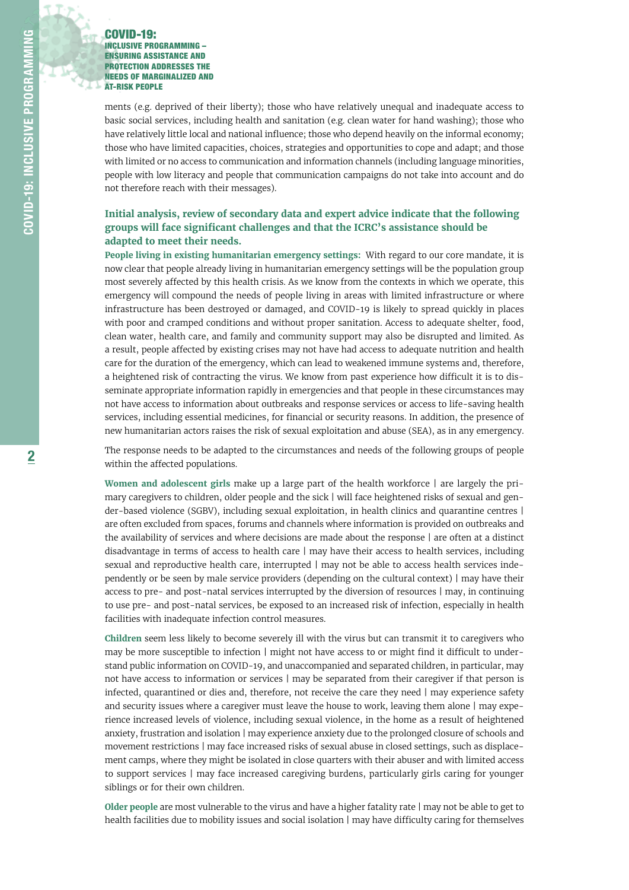ments (e.g. deprived of their liberty); those who have relatively unequal and inadequate access to basic social services, including health and sanitation (e.g. clean water for hand washing); those who have relatively little local and national influence; those who depend heavily on the informal economy; those who have limited capacities, choices, strategies and opportunities to cope and adapt; and those with limited or no access to communication and information channels (including language minorities, people with low literacy and people that communication campaigns do not take into account and do not therefore reach with their messages).

### Initial analysis, review of secondary data and expert advice indicate that the following groups will face significant challenges and that the ICRC's assistance should be adapted to meet their needs.

**People living in existing humanitarian emergency settings:** With regard to our core mandate, it is now clear that people already living in humanitarian emergency settings will be the population group most severely affected by this health crisis. As we know from the contexts in which we operate, this emergency will compound the needs of people living in areas with limited infrastructure or where infrastructure has been destroyed or damaged, and COVID-19 is likely to spread quickly in places with poor and cramped conditions and without proper sanitation. Access to adequate shelter, food, clean water, health care, and family and community support may also be disrupted and limited. As a result, people affected by existing crises may not have had access to adequate nutrition and health care for the duration of the emergency, which can lead to weakened immune systems and, therefore, a heightened risk of contracting the virus. We know from past experience how difficult it is to disseminate appropriate information rapidly in emergencies and that people in these circumstances may not have access to information about outbreaks and response services or access to life-saving health services, including essential medicines, for financial or security reasons. In addition, the presence of new humanitarian actors raises the risk of sexual exploitation and abuse (SEA), as in any emergency.

The response needs to be adapted to the circumstances and needs of the following groups of people within the affected populations.

**Women and adolescent girls** make up a large part of the health workforce | are largely the primary caregivers to children, older people and the sick | will face heightened risks of sexual and gender-based violence (SGBV), including sexual exploitation, in health clinics and quarantine centres | are often excluded from spaces, forums and channels where information is provided on outbreaks and the availability of services and where decisions are made about the response | are often at a distinct disadvantage in terms of access to health care | may have their access to health services, including sexual and reproductive health care, interrupted | may not be able to access health services independently or be seen by male service providers (depending on the cultural context) | may have their access to pre- and post-natal services interrupted by the diversion of resources | may, in continuing to use pre- and post-natal services, be exposed to an increased risk of infection, especially in health facilities with inadequate infection control measures.

**Children** seem less likely to become severely ill with the virus but can transmit it to caregivers who may be more susceptible to infection | might not have access to or might find it difficult to understand public information on COVID-19, and unaccompanied and separated children, in particular, may not have access to information or services | may be separated from their caregiver if that person is infected, quarantined or dies and, therefore, not receive the care they need | may experience safety and security issues where a caregiver must leave the house to work, leaving them alone | may experience increased levels of violence, including sexual violence, in the home as a result of heightened anxiety, frustration and isolation | may experience anxiety due to the prolonged closure of schools and movement restrictions | may face increased risks of sexual abuse in closed settings, such as displacement camps, where they might be isolated in close quarters with their abuser and with limited access to support services | may face increased caregiving burdens, particularly girls caring for younger siblings or for their own children.

**Older people** are most vulnerable to the virus and have a higher fatality rate | may not be able to get to health facilities due to mobility issues and social isolation | may have difficulty caring for themselves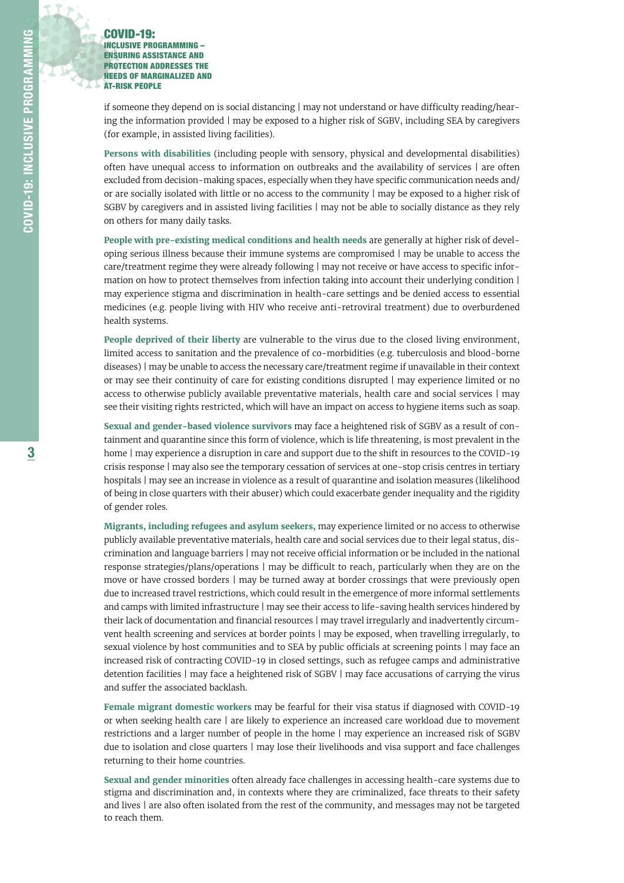if someone they depend on is social distancing | may not understand or have difficulty reading/hearing the information provided | may be exposed to a higher risk of SGBV, including SEA by caregivers (for example, in assisted living facilities).

**Persons with disabilities** (including people with sensory, physical and developmental disabilities) often have unequal access to information on outbreaks and the availability of services | are often excluded from decision-making spaces, especially when they have specific communication needs and/or are socially isolated with little or no access to the community | may be exposed to a higher risk of SGBV by caregivers and in assisted living facilities | may not be able to socially distance as they rely on others for many daily tasks.

**People with pre-existing medical conditions and health needs** are generally at higher risk of developing serious illness because their immune systems are compromised | may be unable to access the care/treatment regime they were already following | may not receive or have access to specific information on how to protect themselves from infection taking into account their underlying condition | may experience stigma and discrimination in health-care settings and be denied access to essential medicines (e.g. people living with HIV who receive anti-retroviral treatment) due to overburdened health systems.

**People deprived of their liberty** are vulnerable to the virus due to the closed living environment, limited access to sanitation and the prevalence of co-morbidities (e.g. tuberculosis and blood-borne diseases) | may be unable to access the necessary care/treatment regime if unavailable in their context or may see their continuity of care for existing conditions disrupted | may experience limited or no access to otherwise publicly available preventative materials, health care and social services | may see their visiting rights restricted, which will have an impact on access to hygiene items such as soap.

**Sexual and gender-based violence survivors** may face a heightened risk of SGBV as a result of containment and quarantine since this form of violence, which is life threatening, is most prevalent in the home | may experience a disruption in care and support due to the shift in resources to the COVID-19 crisis response | may also see the temporary cessation of services at one-stop crisis centres in tertiary hospitals | may see an increase in violence as a result of quarantine and isolation measures (likelihood of being in close quarters with their abuser) which could exacerbate gender inequality and the rigidity of gender roles.

**Migrants, including refugees and asylum seekers,** may experience limited or no access to otherwise publicly available preventative materials, health care and social services due to their legal status, discrimination and language barriers | may not receive official information or be included in the national response strategies/plans/operations | may be difficult to reach, particularly when they are on the move or have crossed borders | may be turned away at border crossings that were previously open due to increased travel restrictions, which could result in the emergence of more informal settlements and camps with limited infrastructure | may see their access to life-saving health services hindered by their lack of documentation and financial resources | may travel irregularly and inadvertently circumvent health screening and services at border points | may be exposed, when travelling irregularly, to sexual violence by host communities and to SEA by public officials at screening points | may face an increased risk of contracting COVID-19 in closed settings, such as refugee camps and administrative detention facilities | may face a heightened risk of SGBV | may face accusations of carrying the virus and suffer the associated backlash.

**Female migrant domestic workers** may be fearful for their visa status if diagnosed with COVID-19 or when seeking health care | are likely to experience an increased care workload due to movement restrictions and a larger number of people in the home | may experience an increased risk of SGBV due to isolation and close quarters | may lose their livelihoods and visa support and face challenges returning to their home countries.

**Sexual and gender minorities** often already face challenges in accessing health-care systems due to stigma and discrimination and, in contexts where they are criminalized, face threats to their safety and lives | are also often isolated from the rest of the community, and messages may not be targeted to reach them.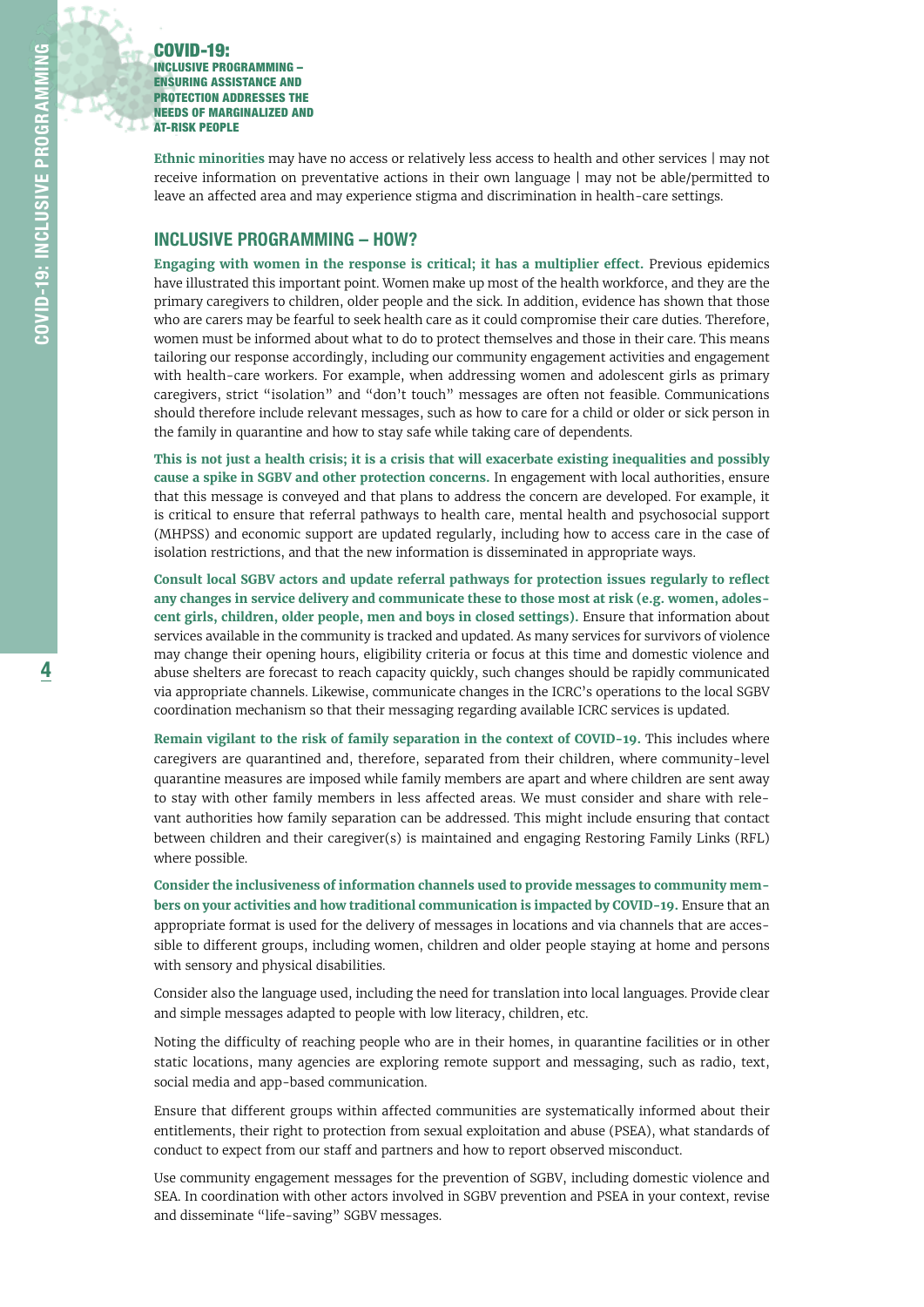**Ethnic minorities** may have no access or relatively less access to health and other services | may not receive information on preventative actions in their own language | may not be able/permitted to leave an affected area and may experience stigma and discrimination in health-care settings.

## INCLUSIVE PROGRAMMING – HOW?

**Engaging with women in the response is critical; it has a multiplier effect.** Previous epidemics have illustrated this important point. Women make up most of the health workforce, and they are the primary caregivers to children, older people and the sick. In addition, evidence has shown that those who are carers may be fearful to seek health care as it could compromise their care duties. Therefore, women must be informed about what to do to protect themselves and those in their care. This means tailoring our response accordingly, including our community engagement activities and engagement with health-care workers. For example, when addressing women and adolescent girls as primary caregivers, strict "isolation" and "don't touch" messages are often not feasible. Communications should therefore include relevant messages, such as how to care for a child or older or sick person in the family in quarantine and how to stay safe while taking care of dependents.

**This is not just a health crisis; it is a crisis that will exacerbate existing inequalities and possibly cause a spike in SGBV and other protection concerns.** In engagement with local authorities, ensure that this message is conveyed and that plans to address the concern are developed. For example, it is critical to ensure that referral pathways to health care, mental health and psychosocial support (MHPSS) and economic support are updated regularly, including how to access care in the case of isolation restrictions, and that the new information is disseminated in appropriate ways.

**Consult local SGBV actors and update referral pathways for protection issues regularly to reflect any changes in service delivery and communicate these to those most at risk (e.g. women, adolescent girls, children, older people, men and boys in closed settings).** Ensure that information about services available in the community is tracked and updated. As many services for survivors of violence may change their opening hours, eligibility criteria or focus at this time and domestic violence and abuse shelters are forecast to reach capacity quickly, such changes should be rapidly communicated via appropriate channels. Likewise, communicate changes in the ICRC's operations to the local SGBV coordination mechanism so that their messaging regarding available ICRC services is updated.

**Remain vigilant to the risk of family separation in the context of COVID-19.** This includes where caregivers are quarantined and, therefore, separated from their children, where community-level quarantine measures are imposed while family members are apart and where children are sent away to stay with other family members in less affected areas. We must consider and share with relevant authorities how family separation can be addressed. This might include ensuring that contact between children and their caregiver(s) is maintained and engaging Restoring Family Links (RFL) where possible.

**Consider the inclusiveness of information channels used to provide messages to community members on your activities and how traditional communication is impacted by COVID-19.** Ensure that an appropriate format is used for the delivery of messages in locations and via channels that are accessible to different groups, including women, children and older people staying at home and persons with sensory and physical disabilities.

Consider also the language used, including the need for translation into local languages. Provide clear and simple messages adapted to people with low literacy, children, etc.

Noting the difficulty of reaching people who are in their homes, in quarantine facilities or in other static locations, many agencies are exploring remote support and messaging, such as radio, text, social media and app-based communication.

Ensure that different groups within affected communities are systematically informed about their entitlements, their right to protection from sexual exploitation and abuse (PSEA), what standards of conduct to expect from our staff and partners and how to report observed misconduct.

Use community engagement messages for the prevention of SGBV, including domestic violence and SEA. In coordination with other actors involved in SGBV prevention and PSEA in your context, revise and disseminate "life-saving" SGBV messages.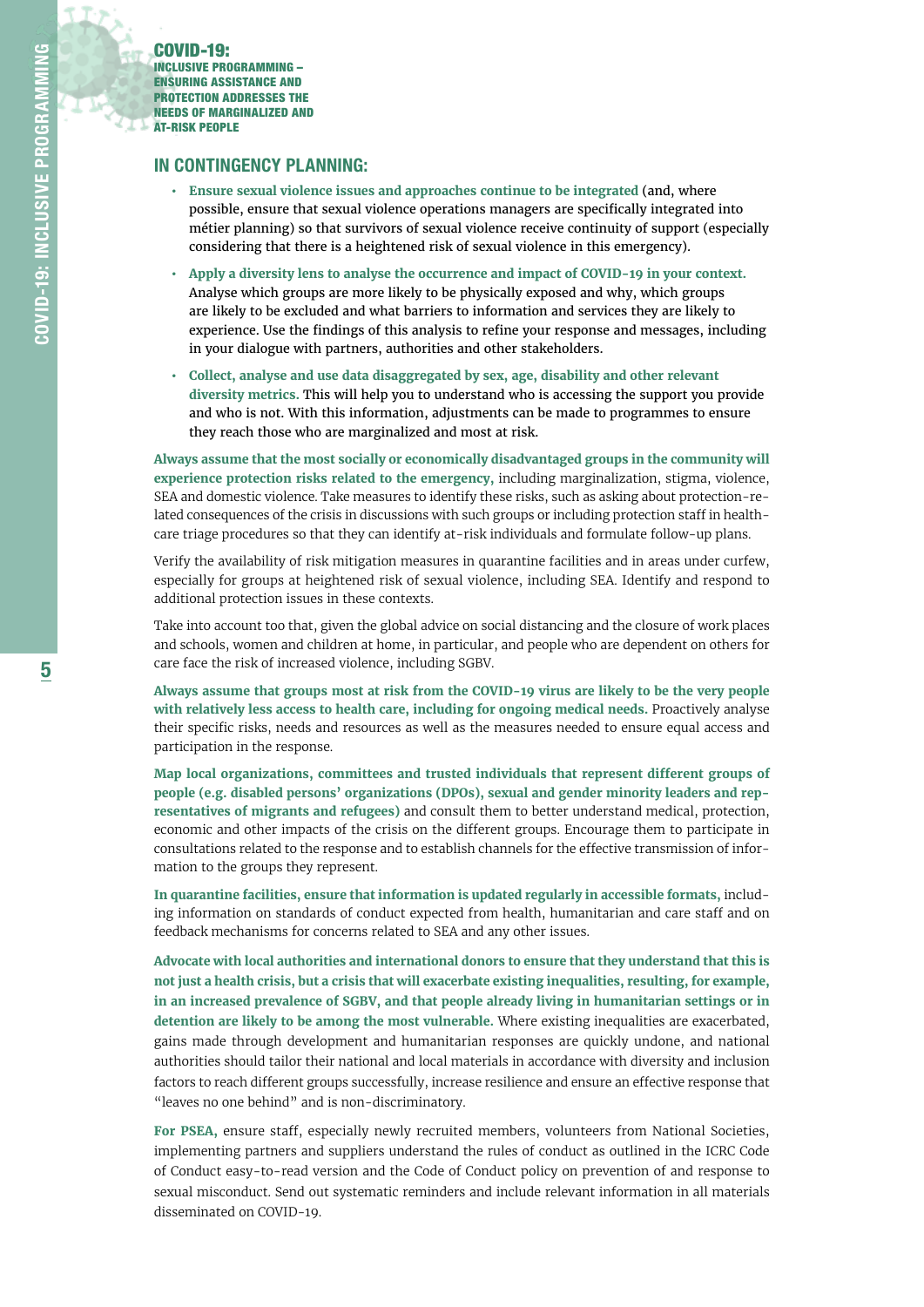## COVID-19: INCLUSIVE PROGRAMMING – ENSURING ASSISTANCE AND PROTECTION ADDRESSES THE NEEDS OF MARGINALIZED AND AT-RISK PEOPLE

### IN CONTINGENCY PLANNING:

- **Ensure sexual violence issues and approaches continue to be integrated** (and, where possible, ensure that sexual violence operations managers are specifically integrated into métier planning) so that survivors of sexual violence receive continuity of support (especially considering that there is a heightened risk of sexual violence in this emergency).
- **Apply a diversity lens to analyse the occurrence and impact of COVID-19 in your context.** Analyse which groups are more likely to be physically exposed and why, which groups are likely to be excluded and what barriers to information and services they are likely to experience. Use the findings of this analysis to refine your response and messages, including in your dialogue with partners, authorities and other stakeholders.
- **Collect, analyse and use data disaggregated by sex, age, disability and other relevant diversity metrics.** This will help you to understand who is accessing the support you provide and who is not. With this information, adjustments can be made to programmes to ensure they reach those who are marginalized and most at risk.

**Always assume that the most socially or economically disadvantaged groups in the community will experience protection risks related to the emergency,** including marginalization, stigma, violence, SEA and domestic violence. Take measures to identify these risks, such as asking about protection-related consequences of the crisis in discussions with such groups or including protection staff in health-care triage procedures so that they can identify at-risk individuals and formulate follow-up plans.

Verify the availability of risk mitigation measures in quarantine facilities and in areas under curfew, especially for groups at heightened risk of sexual violence, including SEA. Identify and respond to additional protection issues in these contexts.

Take into account too that, given the global advice on social distancing and the closure of work places and schools, women and children at home, in particular, and people who are dependent on others for care face the risk of increased violence, including SGBV.

**Always assume that groups most at risk from the COVID-19 virus are likely to be the very people with relatively less access to health care, including for ongoing medical needs.** Proactively analyse their specific risks, needs and resources as well as the measures needed to ensure equal access and participation in the response.

**Map local organizations, committees and trusted individuals that represent different groups of people (e.g. disabled persons' organizations (DPOs), sexual and gender minority leaders and representatives of migrants and refugees)** and consult them to better understand medical, protection, economic and other impacts of the crisis on the different groups. Encourage them to participate in consultations related to the response and to establish channels for the effective transmission of information to the groups they represent.

**In quarantine facilities, ensure that information is updated regularly in accessible formats,** including information on standards of conduct expected from health, humanitarian and care staff and on feedback mechanisms for concerns related to SEA and any other issues.

**Advocate with local authorities and international donors to ensure that they understand that this is not just a health crisis, but a crisis that will exacerbate existing inequalities, resulting, for example, in an increased prevalence of SGBV, and that people already living in humanitarian settings or in detention are likely to be among the most vulnerable.** Where existing inequalities are exacerbated, gains made through development and humanitarian responses are quickly undone, and national authorities should tailor their national and local materials in accordance with diversity and inclusion factors to reach different groups successfully, increase resilience and ensure an effective response that "leaves no one behind" and is non-discriminatory.

**For PSEA,** ensure staff, especially newly recruited members, volunteers from National Societies, implementing partners and suppliers understand the rules of conduct as outlined in the ICRC Code of Conduct easy-to-read version and the Code of Conduct policy on prevention of and response to sexual misconduct. Send out systematic reminders and include relevant information in all materials disseminated on COVID-19.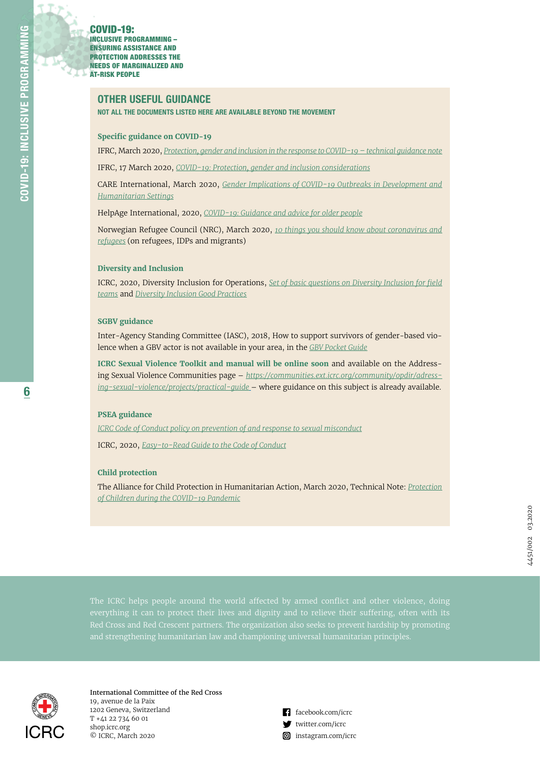## OTHER USEFUL GUIDANCE

**NOT ALL THE DOCUMENTS LISTED HERE ARE AVAILABLE BEYOND THE MOVEMENT**

### Specific guidance on COVID-19

IFRC, March 2020, *Protection, gender and inclusion in the response to COVID-19 – technical guidance note*

IFRC, 17 March 2020, *COVID-19: Protection, gender and inclusion considerations*

CARE International, March 2020, *Gender Implications of COVID-19 Outbreaks in Development and Humanitarian Settings*

HelpAge International, 2020, *COVID-19: Guidance and advice for older people*

Norwegian Refugee Council (NRC), March 2020, *10 things you should know about coronavirus and refugees* (on refugees, IDPs and migrants)

### Diversity and Inclusion

ICRC, 2020, Diversity Inclusion for Operations, *Set of basic questions on Diversity Inclusion for field teams* and *Diversity Inclusion Good Practices*

### SGBV guidance

Inter-Agency Standing Committee (IASC), 2018, How to support survivors of gender-based violence when a GBV actor is not available in your area, in the *GBV Pocket Guide*

**ICRC Sexual Violence Toolkit and manual will be online soon** and available on the Addressing Sexual Violence Communities page – *https://communities.ext.icrc.org/community/opdir/adressing-sexual-violence/projects/practical-guide* – where guidance on this subject is already available.

### PSEA guidance

*ICRC Code of Conduct policy on prevention of and response to sexual misconduct*

ICRC, 2020, *Easy-to-Read Guide to the Code of Conduct*

### Child protection

The Alliance for Child Protection in Humanitarian Action, March 2020, Technical Note: *Protection of Children during the COVID-19 Pandemic*

4451/002 03.2020

The ICRC helps people around the world affected by armed conflict and other violence, doing everything it can to protect their lives and dignity and to relieve their suffering, often with its Red Cross and Red Crescent partners. The organization also seeks to prevent hardship by promoting and strengthening humanitarian law and championing universal humanitarian principles.

International Committee of the Red Cross
19, avenue de la Paix
1202 Geneva, Switzerland
T +41 22 734 60 01
shop.icrc.org
© ICRC, March 2020

facebook.com/icrc
twitter.com/icrc
instagram.com/icrc